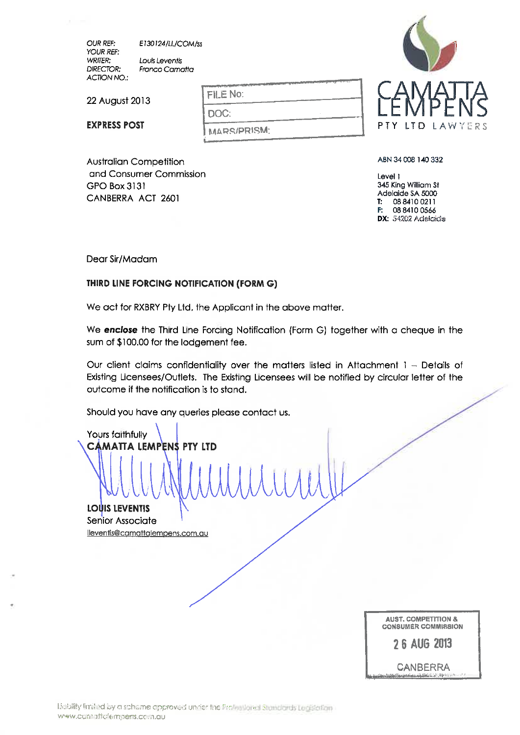OUR REF: E130124/LL/COM/ss
YOUR REF:
WRITER: Louis Leventis
DIRECTOR: Franco Camatta
ACTION NO.:

22 August 2013

**EXPRESS POST**

| FILE No: |
| --- |
| DOC: |
| MARS/PRISM: |

**CAMATTA LEMPENS**
PTY LTD LAWYERS

ABN 34 008 140 332

Level 1
345 King William St
Adelaide SA 5000
**T:** 08 8410 0211
**F:** 08 8410 0566
**DX:** 54202 Adelaide

Australian Competition
and Consumer Commission
GPO Box 3131
CANBERRA ACT 2601

Dear Sir/Madam

**THIRD LINE FORCING NOTIFICATION (FORM G)**

We act for RXBRY Pty Ltd, the Applicant in the above matter.

We ***enclose*** the Third Line Forcing Notification (Form G) together with a cheque in the sum of $100.00 for the lodgement fee.

Our client claims confidentiality over the matters listed in Attachment 1 – Details of Existing Licensees/Outlets. The Existing Licensees will be notified by circular letter of the outcome if the notification is to stand.

Should you have any queries please contact us.

Yours faithfully
**CAMATTA LEMPENS PTY LTD**

**LOUIS LEVENTIS**
Senior Associate
lleventis@camattalempens.com.au

AUST. COMPETITION & CONSUMER COMMISSION
26 AUG 2013
CANBERRA

Liability limited by a scheme approved under the Professional Standards Legislation
www.camattalempens.com.au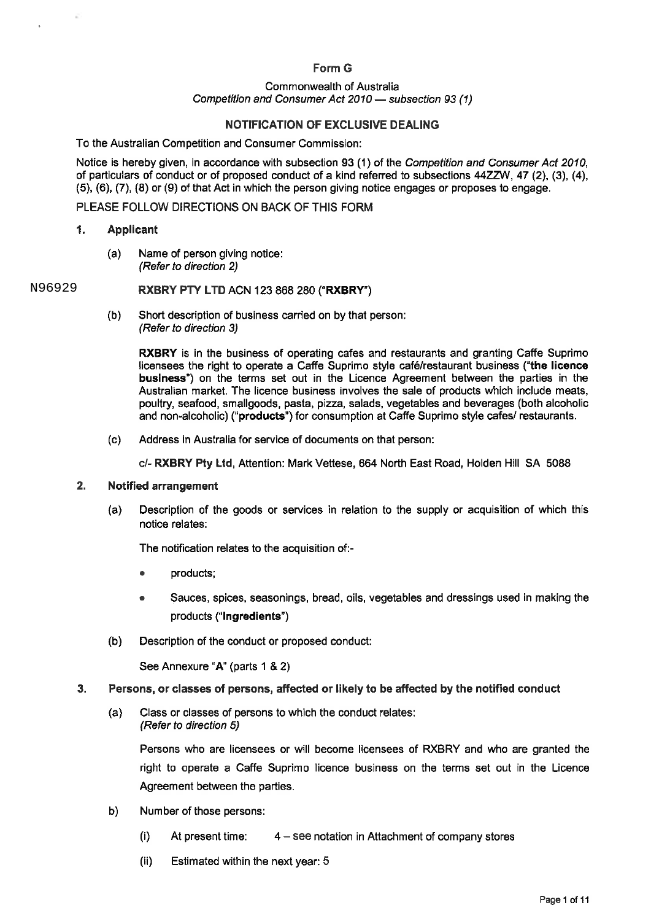# Form G

Commonwealth of Australia
*Competition and Consumer Act 2010 — subsection 93 (1)*

## NOTIFICATION OF EXCLUSIVE DEALING

To the Australian Competition and Consumer Commission:

Notice is hereby given, in accordance with subsection 93 (1) of the *Competition and Consumer Act 2010*, of particulars of conduct or of proposed conduct of a kind referred to subsections 44ZZW, 47 (2), (3), (4), (5), (6), (7), (8) or (9) of that Act in which the person giving notice engages or proposes to engage.

PLEASE FOLLOW DIRECTIONS ON BACK OF THIS FORM

### 1. Applicant

(a) Name of person giving notice:
*(Refer to direction 2)*

N96929

**RXBRY PTY LTD** ACN 123 868 280 ("**RXBRY**")

(b) Short description of business carried on by that person:
*(Refer to direction 3)*

**RXBRY** is in the business of operating cafes and restaurants and granting Caffe Suprimo licensees the right to operate a Caffe Suprimo style café/restaurant business (**"the licence business"**) on the terms set out in the Licence Agreement between the parties in the Australian market. The licence business involves the sale of products which include meats, poultry, seafood, smallgoods, pasta, pizza, salads, vegetables and beverages (both alcoholic and non-alcoholic) ("**products**") for consumption at Caffe Suprimo style cafes/ restaurants.

(c) Address in Australia for service of documents on that person:

c/- **RXBRY Pty Ltd**, Attention: Mark Vettese, 664 North East Road, Holden Hill SA 5088

### 2. Notified arrangement

(a) Description of the goods or services in relation to the supply or acquisition of which this notice relates:

The notification relates to the acquisition of:-

- products;
- Sauces, spices, seasonings, bread, oils, vegetables and dressings used in making the products ("**Ingredients**")

(b) Description of the conduct or proposed conduct:

See Annexure "**A**" (parts 1 & 2)

### 3. Persons, or classes of persons, affected or likely to be affected by the notified conduct

(a) Class or classes of persons to which the conduct relates:
*(Refer to direction 5)*

Persons who are licensees or will become licensees of RXBRY and who are granted the right to operate a Caffe Suprimo licence business on the terms set out in the Licence Agreement between the parties.

b) Number of those persons:

(i) At present time: 4 – see notation in Attachment of company stores

(ii) Estimated within the next year: 5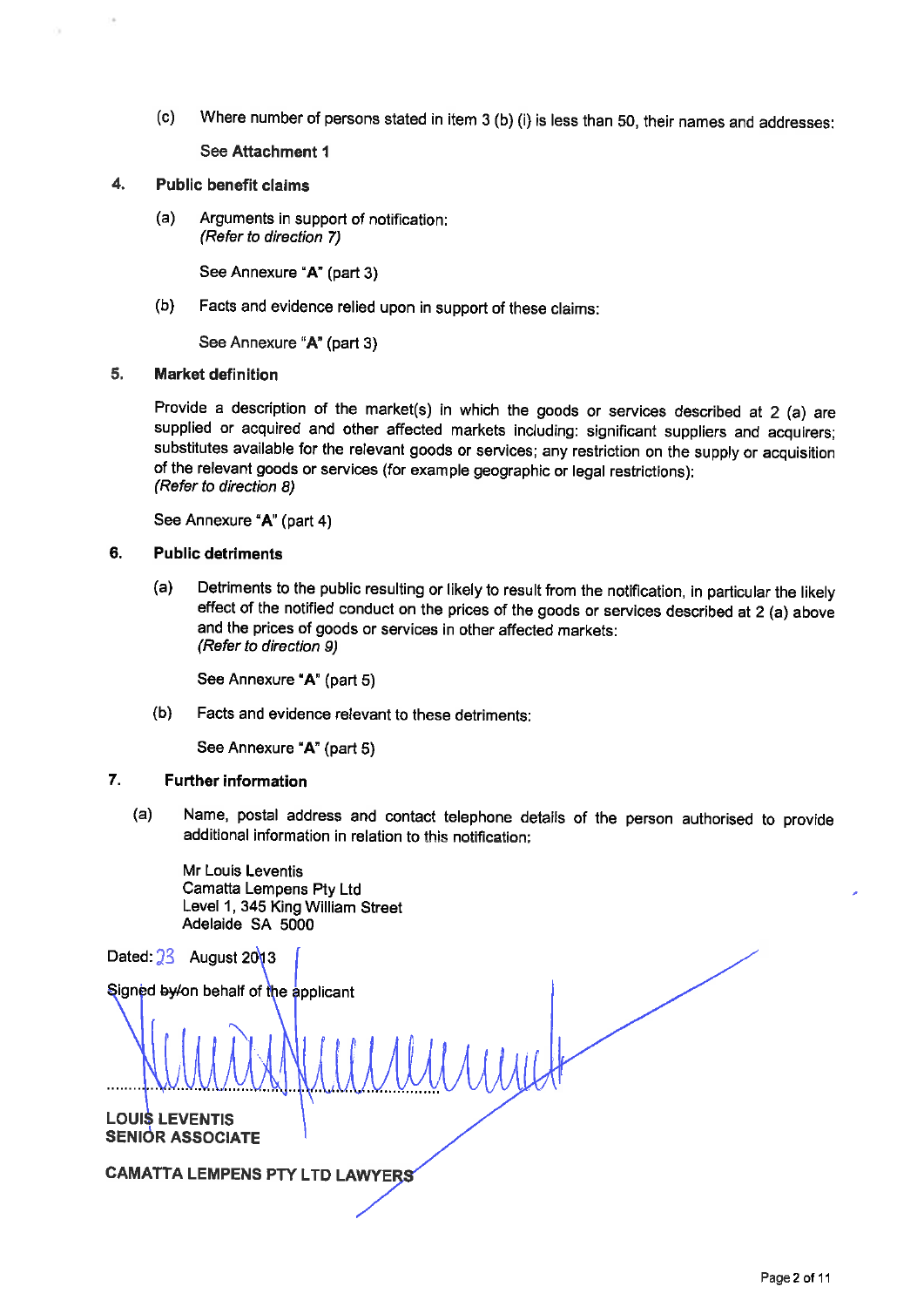(c) Where number of persons stated in item 3 (b) (i) is less than 50, their names and addresses:

See **Attachment 1**

**4. Public benefit claims**

(a) Arguments in support of notification:
*(Refer to direction 7)*

See Annexure "**A**" (part 3)

(b) Facts and evidence relied upon in support of these claims:

See Annexure "**A**" (part 3)

**5. Market definition**

Provide a description of the market(s) in which the goods or services described at 2 (a) are supplied or acquired and other affected markets including: significant suppliers and acquirers; substitutes available for the relevant goods or services; any restriction on the supply or acquisition of the relevant goods or services (for example geographic or legal restrictions):
*(Refer to direction 8)*

See Annexure "**A**" (part 4)

**6. Public detriments**

(a) Detriments to the public resulting or likely to result from the notification, in particular the likely effect of the notified conduct on the prices of the goods or services described at 2 (a) above and the prices of goods or services in other affected markets:
*(Refer to direction 9)*

See Annexure "**A**" (part 5)

(b) Facts and evidence relevant to these detriments:

See Annexure "**A**" (part 5)

**7. Further information**

(a) Name, postal address and contact telephone details of the person authorised to provide additional information in relation to this notification:

Mr Louis Leventis
Camatta Lempens Pty Ltd
Level 1, 345 King William Street
Adelaide SA 5000

Dated: 23 August 2013

Signed ~~by/~~on behalf of the applicant

..............................................

**LOUIS LEVENTIS**
**SENIOR ASSOCIATE**

**CAMATTA LEMPENS PTY LTD LAWYERS**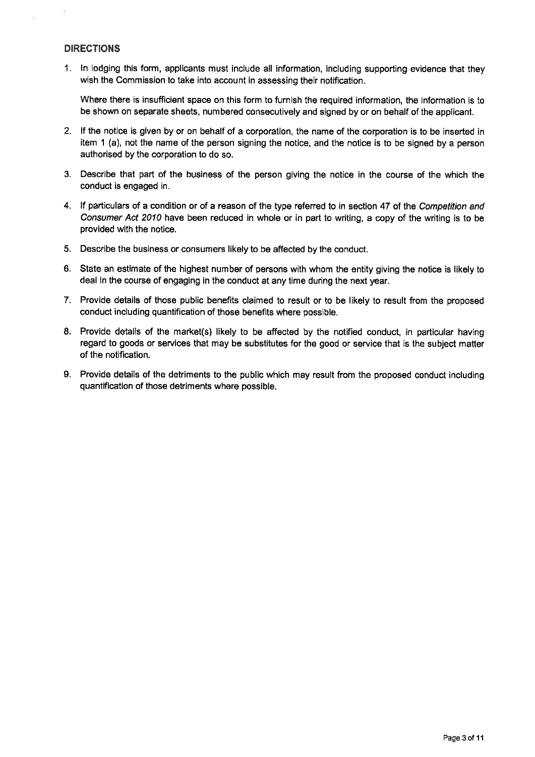## DIRECTIONS

1. In lodging this form, applicants must include all information, including supporting evidence that they wish the Commission to take into account in assessing their notification.

   Where there is insufficient space on this form to furnish the required information, the information is to be shown on separate sheets, numbered consecutively and signed by or on behalf of the applicant.

2. If the notice is given by or on behalf of a corporation, the name of the corporation is to be inserted in item 1 (a), not the name of the person signing the notice, and the notice is to be signed by a person authorised by the corporation to do so.

3. Describe that part of the business of the person giving the notice in the course of the which the conduct is engaged in.

4. If particulars of a condition or of a reason of the type referred to in section 47 of the *Competition and Consumer Act 2010* have been reduced in whole or in part to writing, a copy of the writing is to be provided with the notice.

5. Describe the business or consumers likely to be affected by the conduct.

6. State an estimate of the highest number of persons with whom the entity giving the notice is likely to deal in the course of engaging in the conduct at any time during the next year.

7. Provide details of those public benefits claimed to result or to be likely to result from the proposed conduct including quantification of those benefits where possible.

8. Provide details of the market(s) likely to be affected by the notified conduct, in particular having regard to goods or services that may be substitutes for the good or service that is the subject matter of the notification.

9. Provide details of the detriments to the public which may result from the proposed conduct including quantification of those detriments where possible.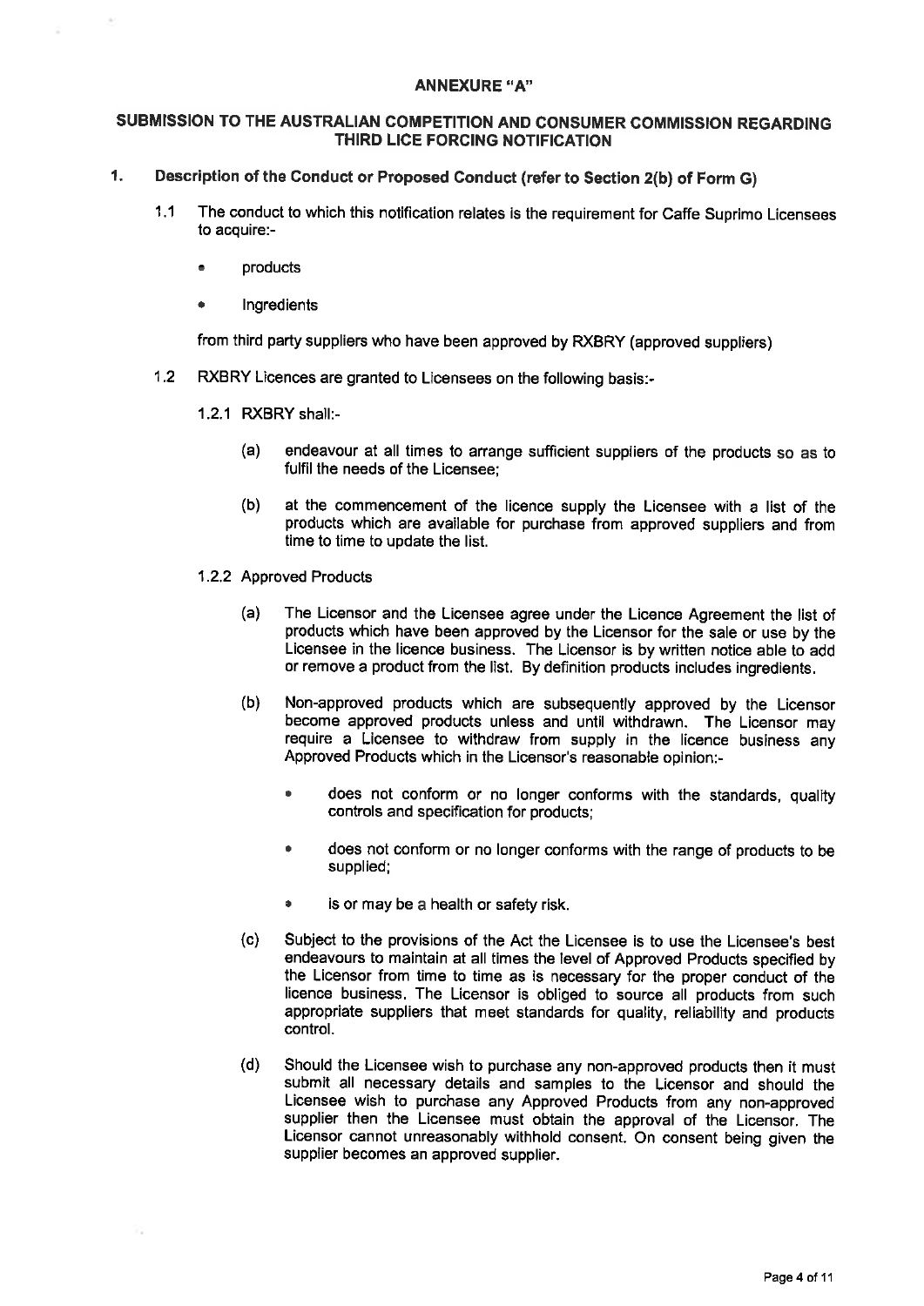## ANNEXURE "A"

## SUBMISSION TO THE AUSTRALIAN COMPETITION AND CONSUMER COMMISSION REGARDING THIRD LICE FORCING NOTIFICATION

**1. Description of the Conduct or Proposed Conduct (refer to Section 2(b) of Form G)**

1.1 The conduct to which this notification relates is the requirement for Caffe Suprimo Licensees to acquire:-

- products
- Ingredients

from third party suppliers who have been approved by RXBRY (approved suppliers)

1.2 RXBRY Licences are granted to Licensees on the following basis:-

1.2.1 RXBRY shall:-

(a) endeavour at all times to arrange sufficient suppliers of the products so as to fulfil the needs of the Licensee;

(b) at the commencement of the licence supply the Licensee with a list of the products which are available for purchase from approved suppliers and from time to time to update the list.

1.2.2 Approved Products

(a) The Licensor and the Licensee agree under the Licence Agreement the list of products which have been approved by the Licensor for the sale or use by the Licensee in the licence business. The Licensor is by written notice able to add or remove a product from the list. By definition products includes ingredients.

(b) Non-approved products which are subsequently approved by the Licensor become approved products unless and until withdrawn. The Licensor may require a Licensee to withdraw from supply in the licence business any Approved Products which in the Licensor's reasonable opinion:-

- does not conform or no longer conforms with the standards, quality controls and specification for products;
- does not conform or no longer conforms with the range of products to be supplied;
- is or may be a health or safety risk.

(c) Subject to the provisions of the Act the Licensee is to use the Licensee's best endeavours to maintain at all times the level of Approved Products specified by the Licensor from time to time as is necessary for the proper conduct of the licence business. The Licensor is obliged to source all products from such appropriate suppliers that meet standards for quality, reliability and products control.

(d) Should the Licensee wish to purchase any non-approved products then it must submit all necessary details and samples to the Licensor and should the Licensee wish to purchase any Approved Products from any non-approved supplier then the Licensee must obtain the approval of the Licensor. The Licensor cannot unreasonably withhold consent. On consent being given the supplier becomes an approved supplier.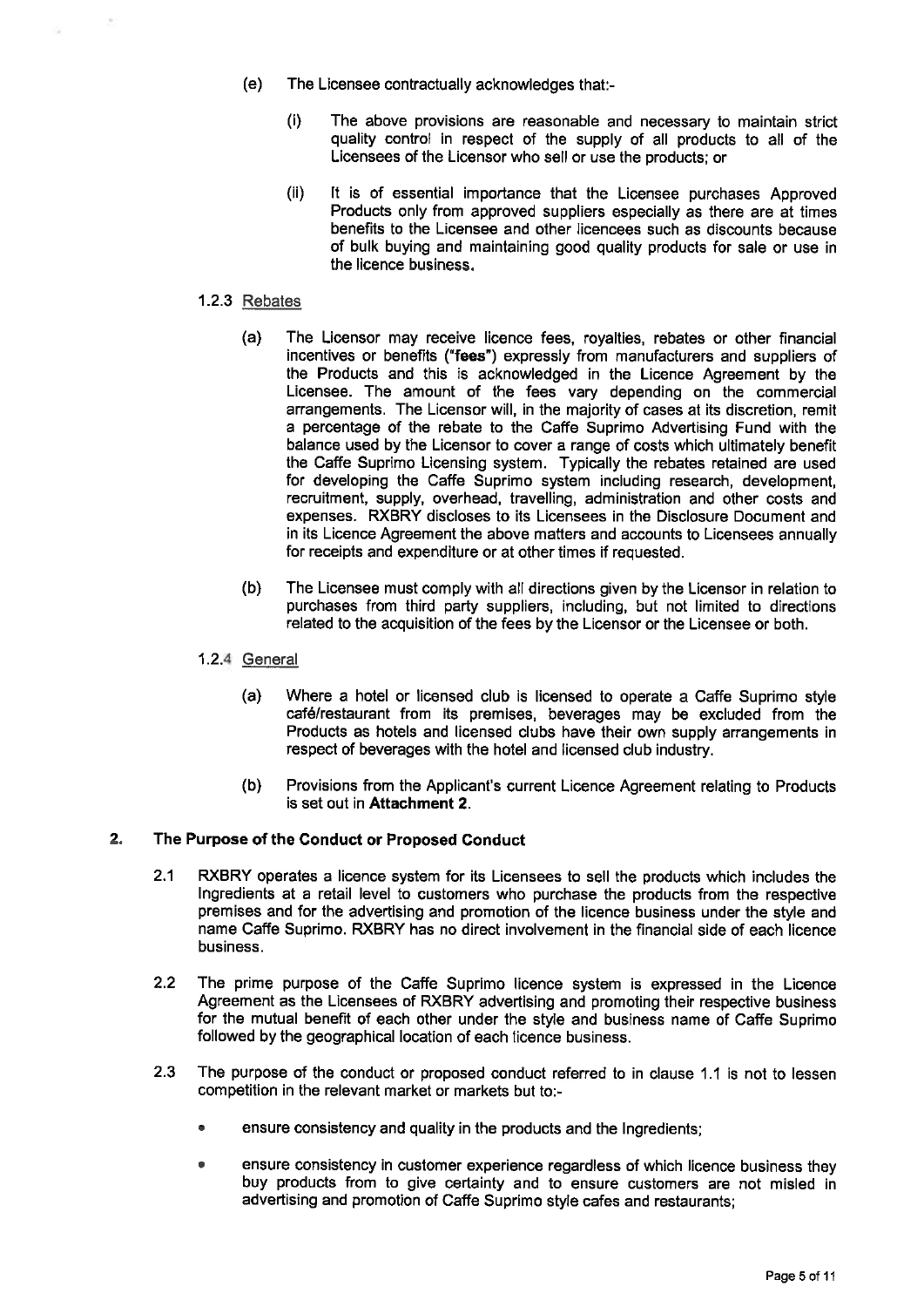(e) The Licensee contractually acknowledges that:-

   (i) The above provisions are reasonable and necessary to maintain strict quality control in respect of the supply of all products to all of the Licensees of the Licensor who sell or use the products; or

   (ii) It is of essential importance that the Licensee purchases Approved Products only from approved suppliers especially as there are at times benefits to the Licensee and other licencees such as discounts because of bulk buying and maintaining good quality products for sale or use in the licence business.

1.2.3 Rebates

(a) The Licensor may receive licence fees, royalties, rebates or other financial incentives or benefits (**"fees"**) expressly from manufacturers and suppliers of the Products and this is acknowledged in the Licence Agreement by the Licensee. The amount of the fees vary depending on the commercial arrangements. The Licensor will, in the majority of cases at its discretion, remit a percentage of the rebate to the Caffe Suprimo Advertising Fund with the balance used by the Licensor to cover a range of costs which ultimately benefit the Caffe Suprimo Licensing system. Typically the rebates retained are used for developing the Caffe Suprimo system including research, development, recruitment, supply, overhead, travelling, administration and other costs and expenses. RXBRY discloses to its Licensees in the Disclosure Document and in its Licence Agreement the above matters and accounts to Licensees annually for receipts and expenditure or at other times if requested.

(b) The Licensee must comply with all directions given by the Licensor in relation to purchases from third party suppliers, including, but not limited to directions related to the acquisition of the fees by the Licensor or the Licensee or both.

1.2.4 General

(a) Where a hotel or licensed club is licensed to operate a Caffe Suprimo style café/restaurant from its premises, beverages may be excluded from the Products as hotels and licensed clubs have their own supply arrangements in respect of beverages with the hotel and licensed club industry.

(b) Provisions from the Applicant's current Licence Agreement relating to Products is set out in **Attachment 2**.

## 2. The Purpose of the Conduct or Proposed Conduct

2.1 RXBRY operates a licence system for its Licensees to sell the products which includes the Ingredients at a retail level to customers who purchase the products from the respective premises and for the advertising and promotion of the licence business under the style and name Caffe Suprimo. RXBRY has no direct involvement in the financial side of each licence business.

2.2 The prime purpose of the Caffe Suprimo licence system is expressed in the Licence Agreement as the Licensees of RXBRY advertising and promoting their respective business for the mutual benefit of each other under the style and business name of Caffe Suprimo followed by the geographical location of each licence business.

2.3 The purpose of the conduct or proposed conduct referred to in clause 1.1 is not to lessen competition in the relevant market or markets but to:-

- ensure consistency and quality in the products and the Ingredients;
- ensure consistency in customer experience regardless of which licence business they buy products from to give certainty and to ensure customers are not misled in advertising and promotion of Caffe Suprimo style cafes and restaurants;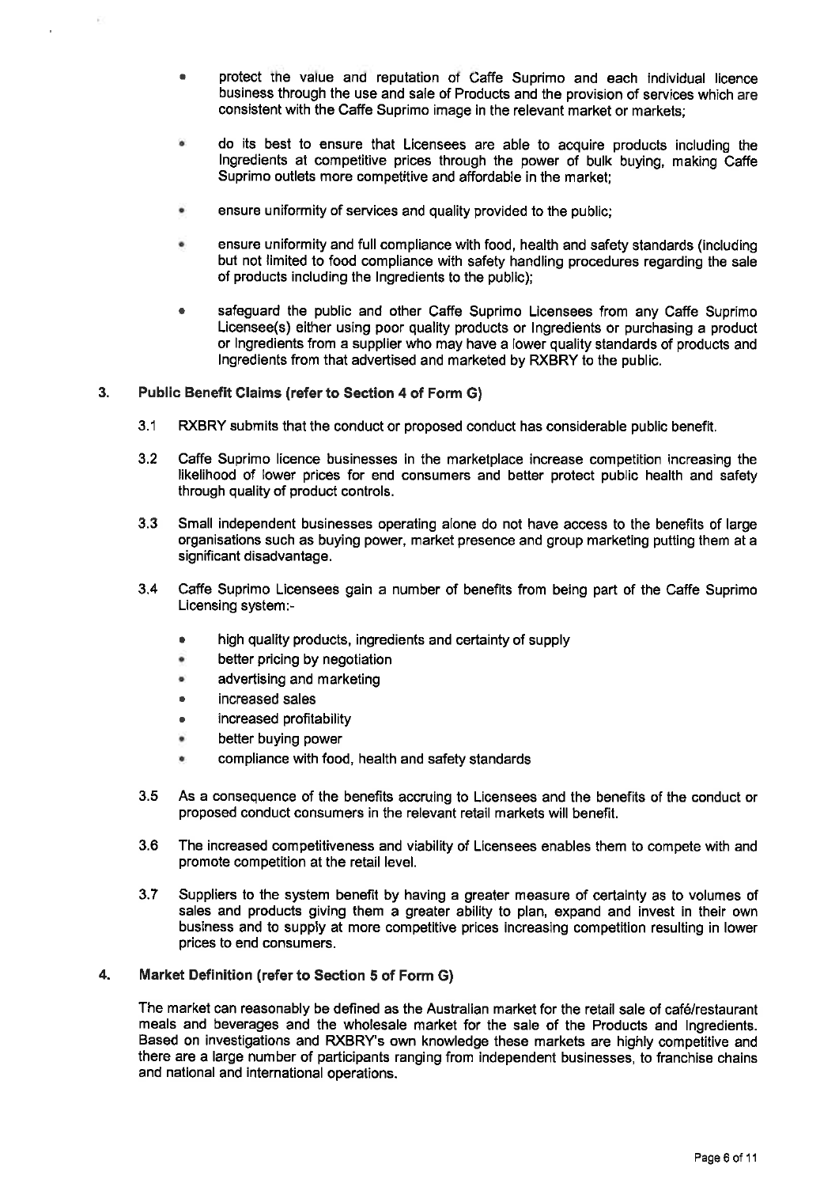- protect the value and reputation of Caffe Suprimo and each individual licence business through the use and sale of Products and the provision of services which are consistent with the Caffe Suprimo image in the relevant market or markets;

- do its best to ensure that Licensees are able to acquire products including the Ingredients at competitive prices through the power of bulk buying, making Caffe Suprimo outlets more competitive and affordable in the market;

- ensure uniformity of services and quality provided to the public;

- ensure uniformity and full compliance with food, health and safety standards (including but not limited to food compliance with safety handling procedures regarding the sale of products including the Ingredients to the public);

- safeguard the public and other Caffe Suprimo Licensees from any Caffe Suprimo Licensee(s) either using poor quality products or Ingredients or purchasing a product or Ingredients from a supplier who may have a lower quality standards of products and Ingredients from that advertised and marketed by RXBRY to the public.

## 3. Public Benefit Claims (refer to Section 4 of Form G)

3.1 RXBRY submits that the conduct or proposed conduct has considerable public benefit.

3.2 Caffe Suprimo licence businesses in the marketplace increase competition increasing the likelihood of lower prices for end consumers and better protect public health and safety through quality of product controls.

3.3 Small independent businesses operating alone do not have access to the benefits of large organisations such as buying power, market presence and group marketing putting them at a significant disadvantage.

3.4 Caffe Suprimo Licensees gain a number of benefits from being part of the Caffe Suprimo Licensing system:-

- high quality products, ingredients and certainty of supply
- better pricing by negotiation
- advertising and marketing
- increased sales
- increased profitability
- better buying power
- compliance with food, health and safety standards

3.5 As a consequence of the benefits accruing to Licensees and the benefits of the conduct or proposed conduct consumers in the relevant retail markets will benefit.

3.6 The increased competitiveness and viability of Licensees enables them to compete with and promote competition at the retail level.

3.7 Suppliers to the system benefit by having a greater measure of certainty as to volumes of sales and products giving them a greater ability to plan, expand and invest in their own business and to supply at more competitive prices increasing competition resulting in lower prices to end consumers.

## 4. Market Definition (refer to Section 5 of Form G)

The market can reasonably be defined as the Australian market for the retail sale of café/restaurant meals and beverages and the wholesale market for the sale of the Products and Ingredients. Based on investigations and RXBRY's own knowledge these markets are highly competitive and there are a large number of participants ranging from independent businesses, to franchise chains and national and international operations.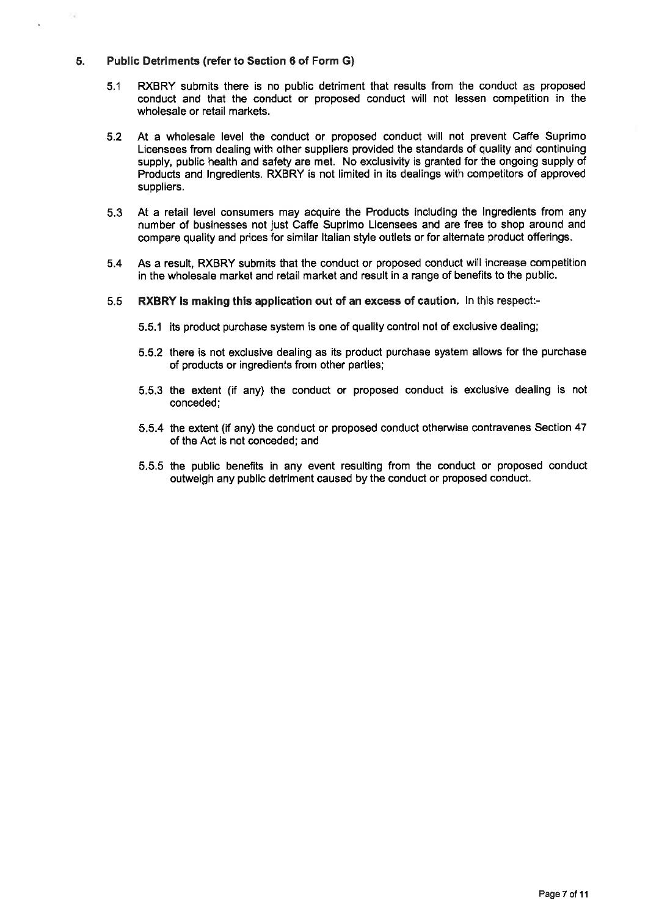## 5. Public Detriments (refer to Section 6 of Form G)

5.1 RXBRY submits there is no public detriment that results from the conduct as proposed conduct and that the conduct or proposed conduct will not lessen competition in the wholesale or retail markets.

5.2 At a wholesale level the conduct or proposed conduct will not prevent Caffe Suprimo Licensees from dealing with other suppliers provided the standards of quality and continuing supply, public health and safety are met. No exclusivity is granted for the ongoing supply of Products and Ingredients. RXBRY is not limited in its dealings with competitors of approved suppliers.

5.3 At a retail level consumers may acquire the Products including the Ingredients from any number of businesses not just Caffe Suprimo Licensees and are free to shop around and compare quality and prices for similar Italian style outlets or for alternate product offerings.

5.4 As a result, RXBRY submits that the conduct or proposed conduct will increase competition in the wholesale market and retail market and result in a range of benefits to the public.

5.5 **RXBRY is making this application out of an excess of caution.** In this respect:-

5.5.1 its product purchase system is one of quality control not of exclusive dealing;

5.5.2 there is not exclusive dealing as its product purchase system allows for the purchase of products or ingredients from other parties;

5.5.3 the extent (if any) the conduct or proposed conduct is exclusive dealing is not conceded;

5.5.4 the extent (if any) the conduct or proposed conduct otherwise contravenes Section 47 of the Act is not conceded; and

5.5.5 the public benefits in any event resulting from the conduct or proposed conduct outweigh any public detriment caused by the conduct or proposed conduct.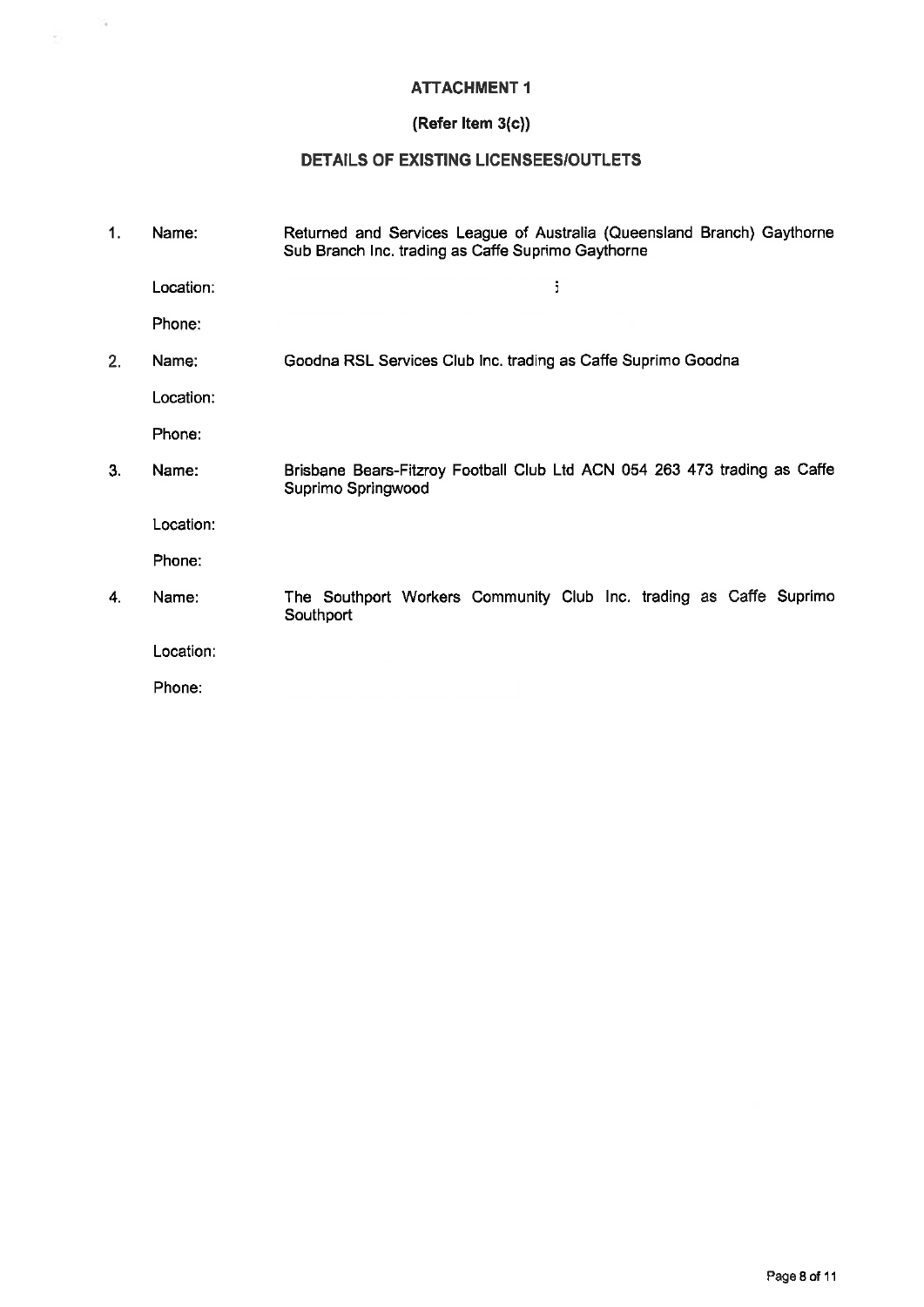**ATTACHMENT 1**

**(Refer Item 3(c))**

**DETAILS OF EXISTING LICENSEES/OUTLETS**

1. Name: Returned and Services League of Australia (Queensland Branch) Gaythorne Sub Branch Inc. trading as Caffe Suprimo Gaythorne

   Location:

   Phone:

2. Name: Goodna RSL Services Club Inc. trading as Caffe Suprimo Goodna

   Location:

   Phone:

3. Name: Brisbane Bears-Fitzroy Football Club Ltd ACN 054 263 473 trading as Caffe Suprimo Springwood

   Location:

   Phone:

4. Name: The Southport Workers Community Club Inc. trading as Caffe Suprimo Southport

   Location:

   Phone: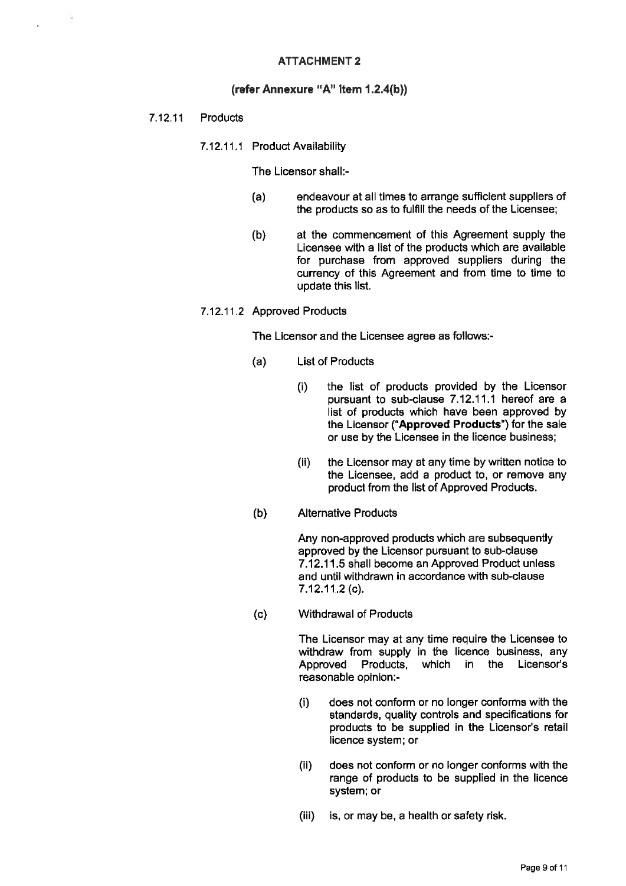## ATTACHMENT 2

### (refer Annexure "A" Item 1.2.4(b))

7.12.11 Products

7.12.11.1 Product Availability

The Licensor shall:-

(a) endeavour at all times to arrange sufficient suppliers of the products so as to fulfill the needs of the Licensee;

(b) at the commencement of this Agreement supply the Licensee with a list of the products which are available for purchase from approved suppliers during the currency of this Agreement and from time to time to update this list.

7.12.11.2 Approved Products

The Licensor and the Licensee agree as follows:-

(a) List of Products

(i) the list of products provided by the Licensor pursuant to sub-clause 7.12.11.1 hereof are a list of products which have been approved by the Licensor (**"Approved Products"**) for the sale or use by the Licensee in the licence business;

(ii) the Licensor may at any time by written notice to the Licensee, add a product to, or remove any product from the list of Approved Products.

(b) Alternative Products

Any non-approved products which are subsequently approved by the Licensor pursuant to sub-clause 7.12.11.5 shall become an Approved Product unless and until withdrawn in accordance with sub-clause 7.12.11.2 (c).

(c) Withdrawal of Products

The Licensor may at any time require the Licensee to withdraw from supply in the licence business, any Approved Products, which in the Licensor's reasonable opinion:-

(i) does not conform or no longer conforms with the standards, quality controls and specifications for products to be supplied in the Licensor's retail licence system; or

(ii) does not conform or no longer conforms with the range of products to be supplied in the licence system; or

(iii) is, or may be, a health or safety risk.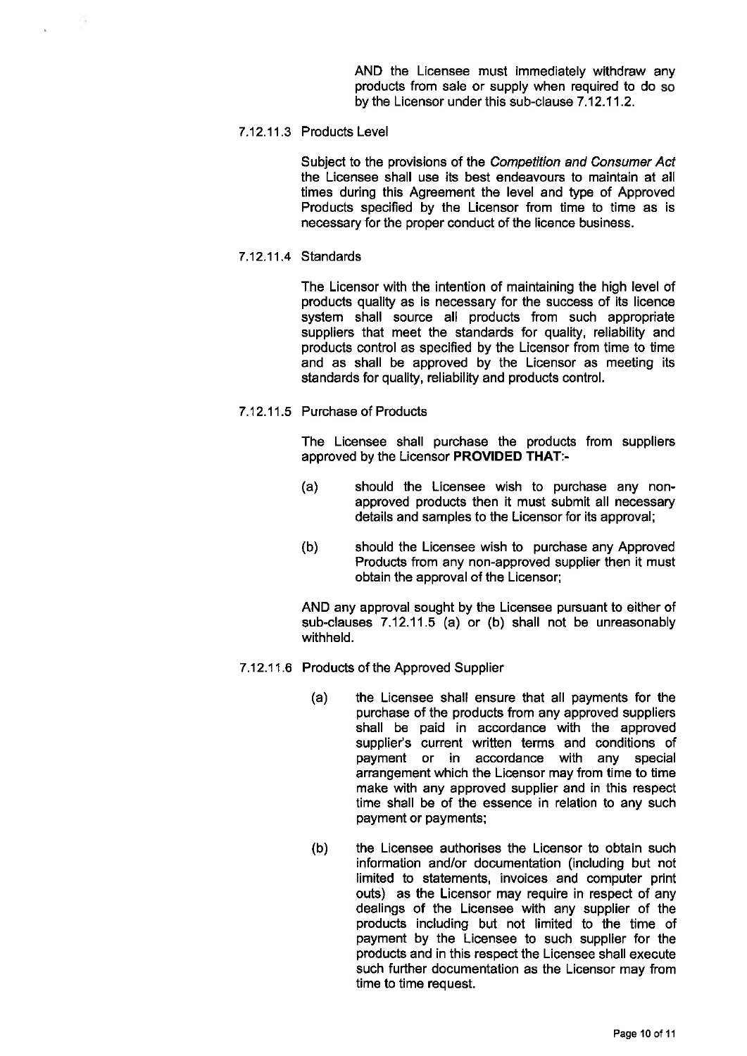AND the Licensee must immediately withdraw any products from sale or supply when required to do so by the Licensor under this sub-clause 7.12.11.2.

7.12.11.3 Products Level

Subject to the provisions of the *Competition and Consumer Act* the Licensee shall use its best endeavours to maintain at all times during this Agreement the level and type of Approved Products specified by the Licensor from time to time as is necessary for the proper conduct of the licence business.

7.12.11.4 Standards

The Licensor with the intention of maintaining the high level of products quality as is necessary for the success of its licence system shall source all products from such appropriate suppliers that meet the standards for quality, reliability and products control as specified by the Licensor from time to time and as shall be approved by the Licensor as meeting its standards for quality, reliability and products control.

7.12.11.5 Purchase of Products

The Licensee shall purchase the products from suppliers approved by the Licensor **PROVIDED THAT**:-

(a) should the Licensee wish to purchase any non-approved products then it must submit all necessary details and samples to the Licensor for its approval;

(b) should the Licensee wish to purchase any Approved Products from any non-approved supplier then it must obtain the approval of the Licensor;

AND any approval sought by the Licensee pursuant to either of sub-clauses 7.12.11.5 (a) or (b) shall not be unreasonably withheld.

7.12.11.6 Products of the Approved Supplier

(a) the Licensee shall ensure that all payments for the purchase of the products from any approved suppliers shall be paid in accordance with the approved supplier's current written terms and conditions of payment or in accordance with any special arrangement which the Licensor may from time to time make with any approved supplier and in this respect time shall be of the essence in relation to any such payment or payments;

(b) the Licensee authorises the Licensor to obtain such information and/or documentation (including but not limited to statements, invoices and computer print outs) as the Licensor may require in respect of any dealings of the Licensee with any supplier of the products including but not limited to the time of payment by the Licensee to such supplier for the products and in this respect the Licensee shall execute such further documentation as the Licensor may from time to time request.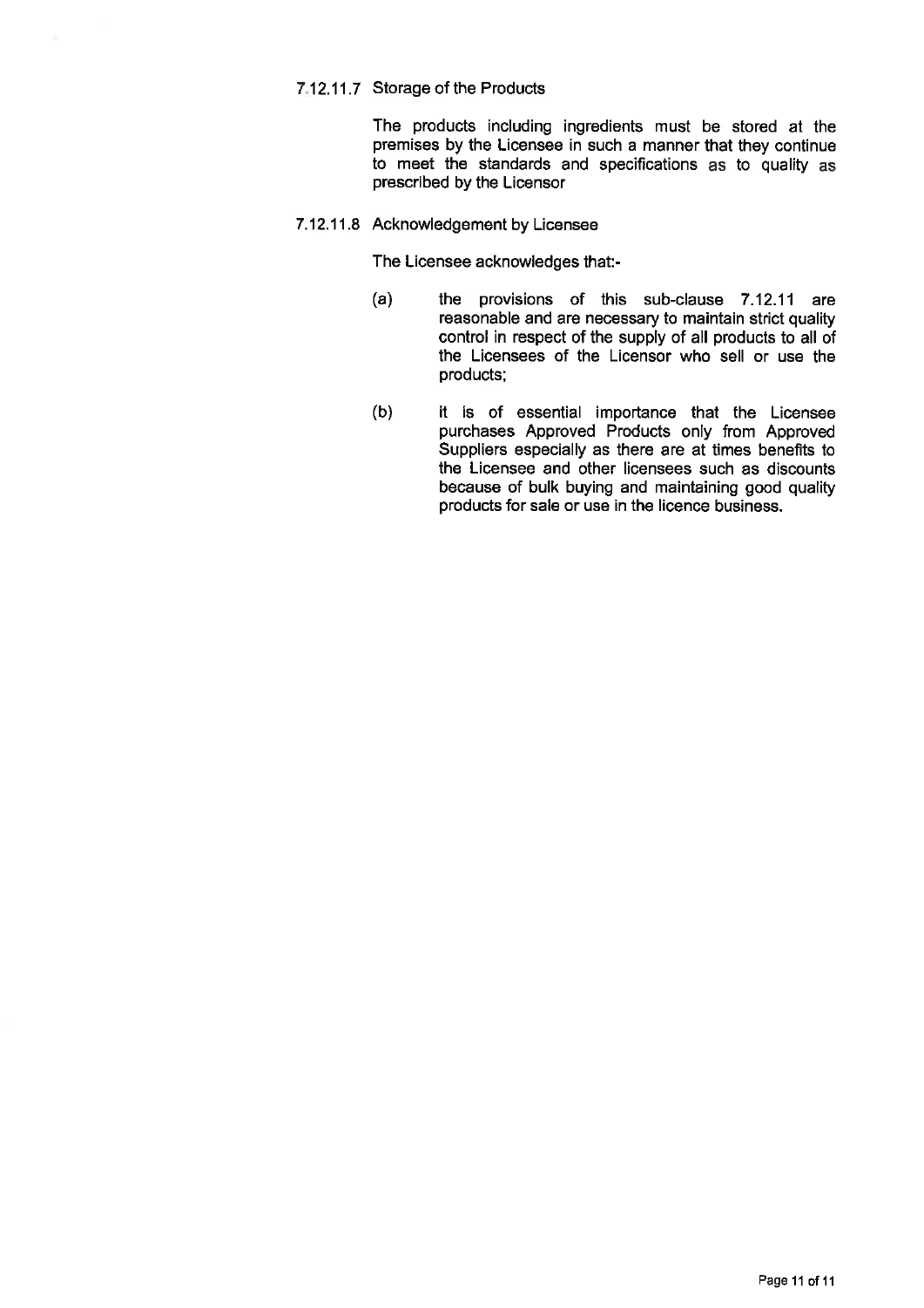7.12.11.7 Storage of the Products

The products including ingredients must be stored at the premises by the Licensee in such a manner that they continue to meet the standards and specifications as to quality as prescribed by the Licensor

7.12.11.8 Acknowledgement by Licensee

The Licensee acknowledges that:-

(a) the provisions of this sub-clause 7.12.11 are reasonable and are necessary to maintain strict quality control in respect of the supply of all products to all of the Licensees of the Licensor who sell or use the products;

(b) it is of essential importance that the Licensee purchases Approved Products only from Approved Suppliers especially as there are at times benefits to the Licensee and other licensees such as discounts because of bulk buying and maintaining good quality products for sale or use in the licence business.